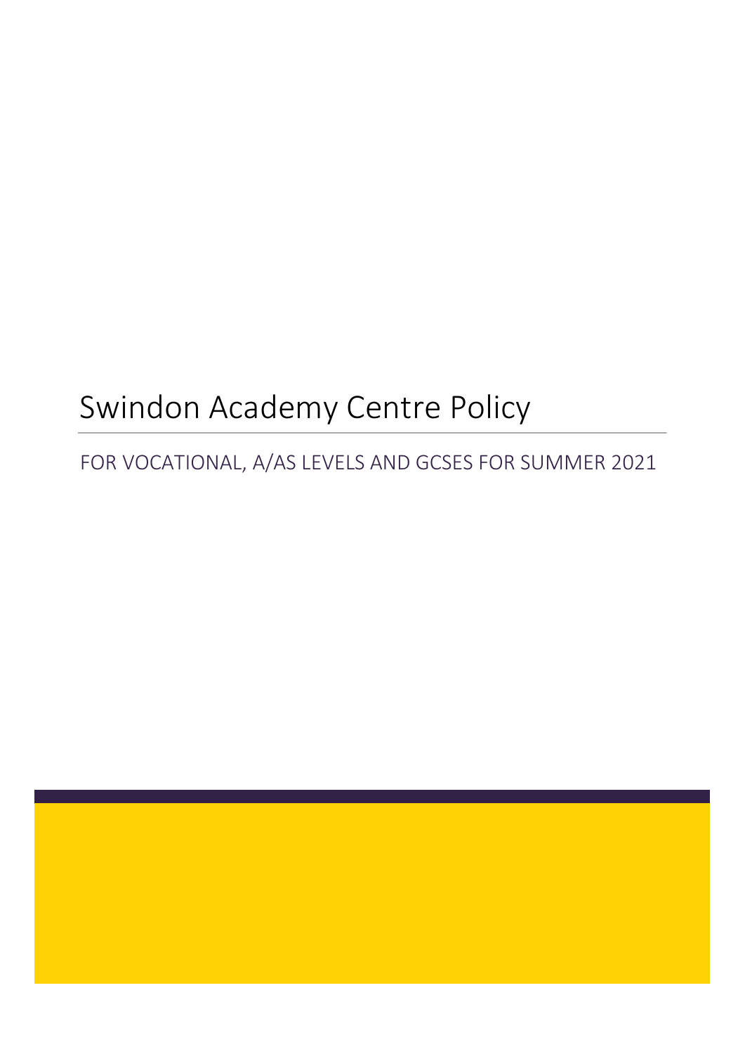# Swindon Academy Centre Policy

## FOR VOCATIONAL, A/AS LEVELS AND GCSES FOR SUMMER 2021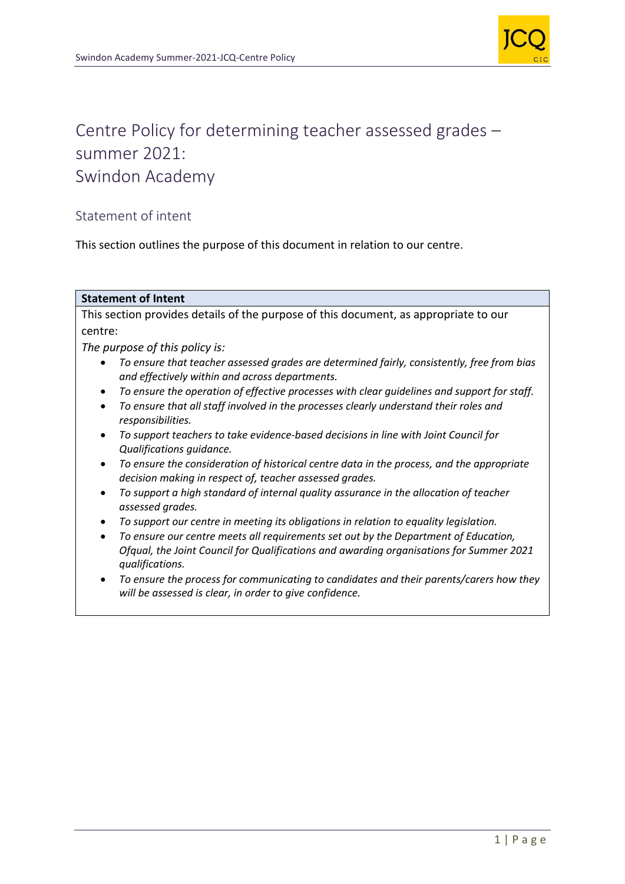# Centre Policy for determining teacher assessed grades – summer 2021: Swindon Academy

## Statement of intent

This section outlines the purpose of this document in relation to our centre.

| **Statement of Intent** |
|---|
| This section provides details of the purpose of this document, as appropriate to our centre:<br>*The purpose of this policy is:*<br>• *To ensure that teacher assessed grades are determined fairly, consistently, free from bias and effectively within and across departments.*<br>• *To ensure the operation of effective processes with clear guidelines and support for staff.*<br>• *To ensure that all staff involved in the processes clearly understand their roles and responsibilities.*<br>• *To support teachers to take evidence-based decisions in line with Joint Council for Qualifications guidance.*<br>• *To ensure the consideration of historical centre data in the process, and the appropriate decision making in respect of, teacher assessed grades.*<br>• *To support a high standard of internal quality assurance in the allocation of teacher assessed grades.*<br>• *To support our centre in meeting its obligations in relation to equality legislation.*<br>• *To ensure our centre meets all requirements set out by the Department of Education, Ofqual, the Joint Council for Qualifications and awarding organisations for Summer 2021 qualifications.*<br>• *To ensure the process for communicating to candidates and their parents/carers how they will be assessed is clear, in order to give confidence.* |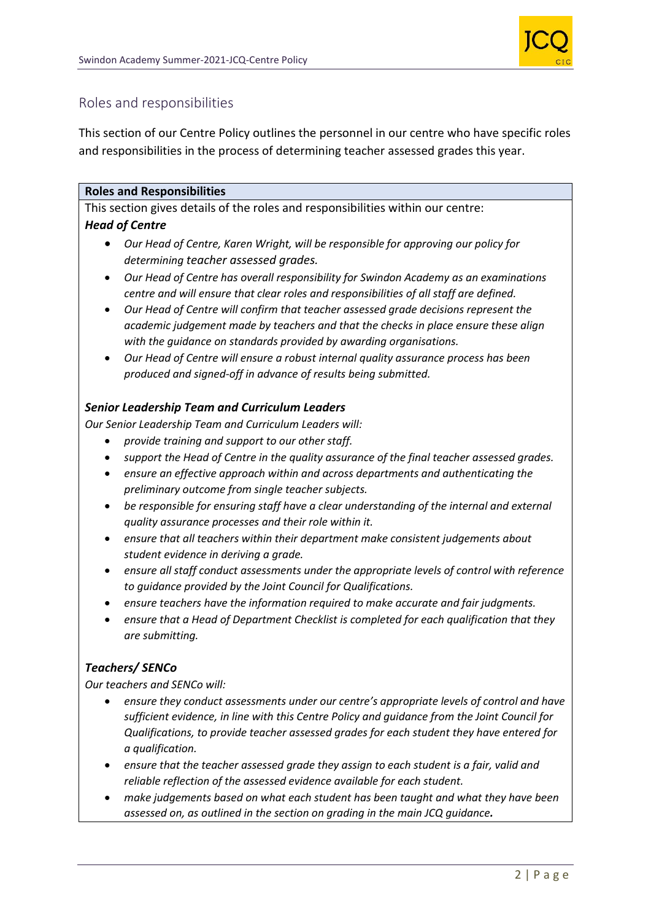## Roles and responsibilities

This section of our Centre Policy outlines the personnel in our centre who have specific roles and responsibilities in the process of determining teacher assessed grades this year.

**Roles and Responsibilities**

This section gives details of the roles and responsibilities within our centre:

***Head of Centre***

- *Our Head of Centre, Karen Wright, will be responsible for approving our policy for determining teacher assessed grades.*
- *Our Head of Centre has overall responsibility for Swindon Academy as an examinations centre and will ensure that clear roles and responsibilities of all staff are defined.*
- *Our Head of Centre will confirm that teacher assessed grade decisions represent the academic judgement made by teachers and that the checks in place ensure these align with the guidance on standards provided by awarding organisations.*
- *Our Head of Centre will ensure a robust internal quality assurance process has been produced and signed-off in advance of results being submitted.*

***Senior Leadership Team and Curriculum Leaders***

*Our Senior Leadership Team and Curriculum Leaders will:*

- *provide training and support to our other staff.*
- *support the Head of Centre in the quality assurance of the final teacher assessed grades.*
- *ensure an effective approach within and across departments and authenticating the preliminary outcome from single teacher subjects.*
- *be responsible for ensuring staff have a clear understanding of the internal and external quality assurance processes and their role within it.*
- *ensure that all teachers within their department make consistent judgements about student evidence in deriving a grade.*
- *ensure all staff conduct assessments under the appropriate levels of control with reference to guidance provided by the Joint Council for Qualifications.*
- *ensure teachers have the information required to make accurate and fair judgments.*
- *ensure that a Head of Department Checklist is completed for each qualification that they are submitting.*

***Teachers/ SENCo***

*Our teachers and SENCo will:*

- *ensure they conduct assessments under our centre's appropriate levels of control and have sufficient evidence, in line with this Centre Policy and guidance from the Joint Council for Qualifications, to provide teacher assessed grades for each student they have entered for a qualification.*
- *ensure that the teacher assessed grade they assign to each student is a fair, valid and reliable reflection of the assessed evidence available for each student.*
- *make judgements based on what each student has been taught and what they have been assessed on, as outlined in the section on grading in the main JCQ guidance.*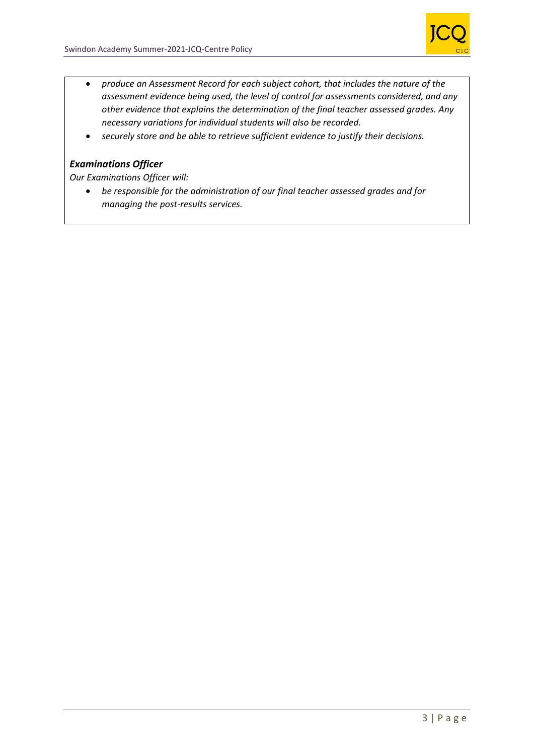- *produce an Assessment Record for each subject cohort, that includes the nature of the assessment evidence being used, the level of control for assessments considered, and any other evidence that explains the determination of the final teacher assessed grades. Any necessary variations for individual students will also be recorded.*
- *securely store and be able to retrieve sufficient evidence to justify their decisions.*

***Examinations Officer***

*Our Examinations Officer will:*

- *be responsible for the administration of our final teacher assessed grades and for managing the post-results services.*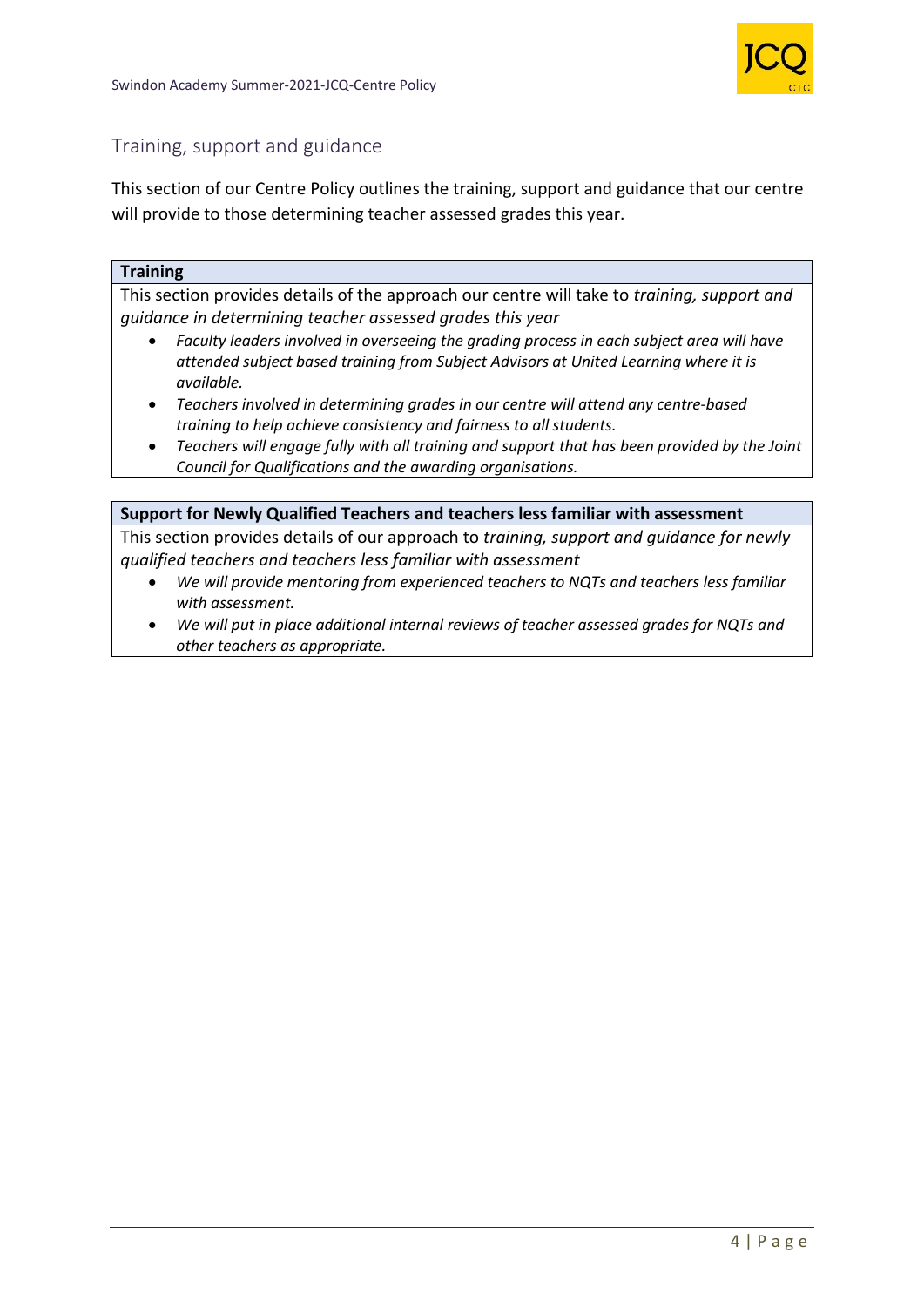## Training, support and guidance

This section of our Centre Policy outlines the training, support and guidance that our centre will provide to those determining teacher assessed grades this year.

### Training

This section provides details of the approach our centre will take to *training, support and guidance in determining teacher assessed grades this year*

- *Faculty leaders involved in overseeing the grading process in each subject area will have attended subject based training from Subject Advisors at United Learning where it is available.*
- *Teachers involved in determining grades in our centre will attend any centre-based training to help achieve consistency and fairness to all students.*
- *Teachers will engage fully with all training and support that has been provided by the Joint Council for Qualifications and the awarding organisations.*

### Support for Newly Qualified Teachers and teachers less familiar with assessment

This section provides details of our approach to *training, support and guidance for newly qualified teachers and teachers less familiar with assessment*

- *We will provide mentoring from experienced teachers to NQTs and teachers less familiar with assessment.*
- *We will put in place additional internal reviews of teacher assessed grades for NQTs and other teachers as appropriate.*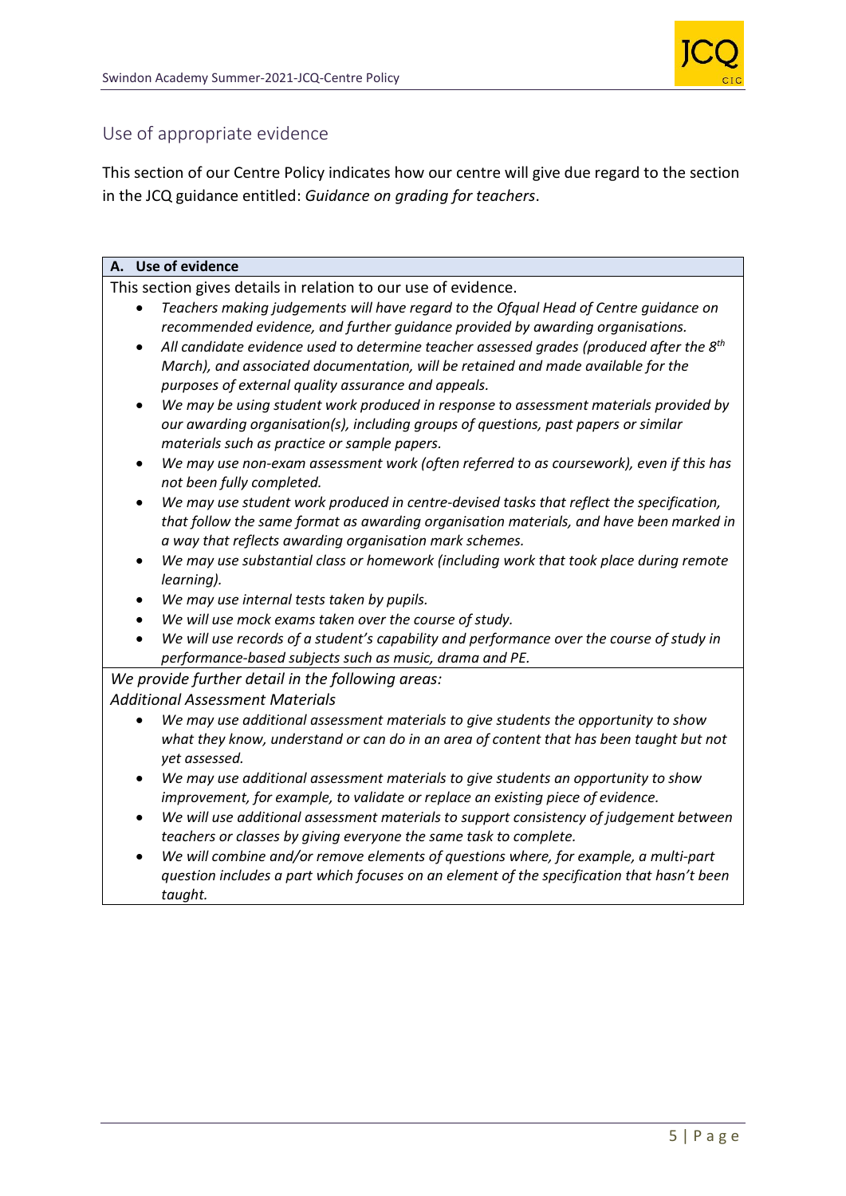## Use of appropriate evidence

This section of our Centre Policy indicates how our centre will give due regard to the section in the JCQ guidance entitled: *Guidance on grading for teachers*.

**A. Use of evidence**

This section gives details in relation to our use of evidence.

- *Teachers making judgements will have regard to the Ofqual Head of Centre guidance on recommended evidence, and further guidance provided by awarding organisations.*
- *All candidate evidence used to determine teacher assessed grades (produced after the 8th March), and associated documentation, will be retained and made available for the purposes of external quality assurance and appeals.*
- *We may be using student work produced in response to assessment materials provided by our awarding organisation(s), including groups of questions, past papers or similar materials such as practice or sample papers.*
- *We may use non-exam assessment work (often referred to as coursework), even if this has not been fully completed.*
- *We may use student work produced in centre-devised tasks that reflect the specification, that follow the same format as awarding organisation materials, and have been marked in a way that reflects awarding organisation mark schemes.*
- *We may use substantial class or homework (including work that took place during remote learning).*
- *We may use internal tests taken by pupils.*
- *We will use mock exams taken over the course of study.*
- *We will use records of a student's capability and performance over the course of study in performance-based subjects such as music, drama and PE.*

*We provide further detail in the following areas:*

*Additional Assessment Materials*

- *We may use additional assessment materials to give students the opportunity to show what they know, understand or can do in an area of content that has been taught but not yet assessed.*
- *We may use additional assessment materials to give students an opportunity to show improvement, for example, to validate or replace an existing piece of evidence.*
- *We will use additional assessment materials to support consistency of judgement between teachers or classes by giving everyone the same task to complete.*
- *We will combine and/or remove elements of questions where, for example, a multi-part question includes a part which focuses on an element of the specification that hasn't been taught.*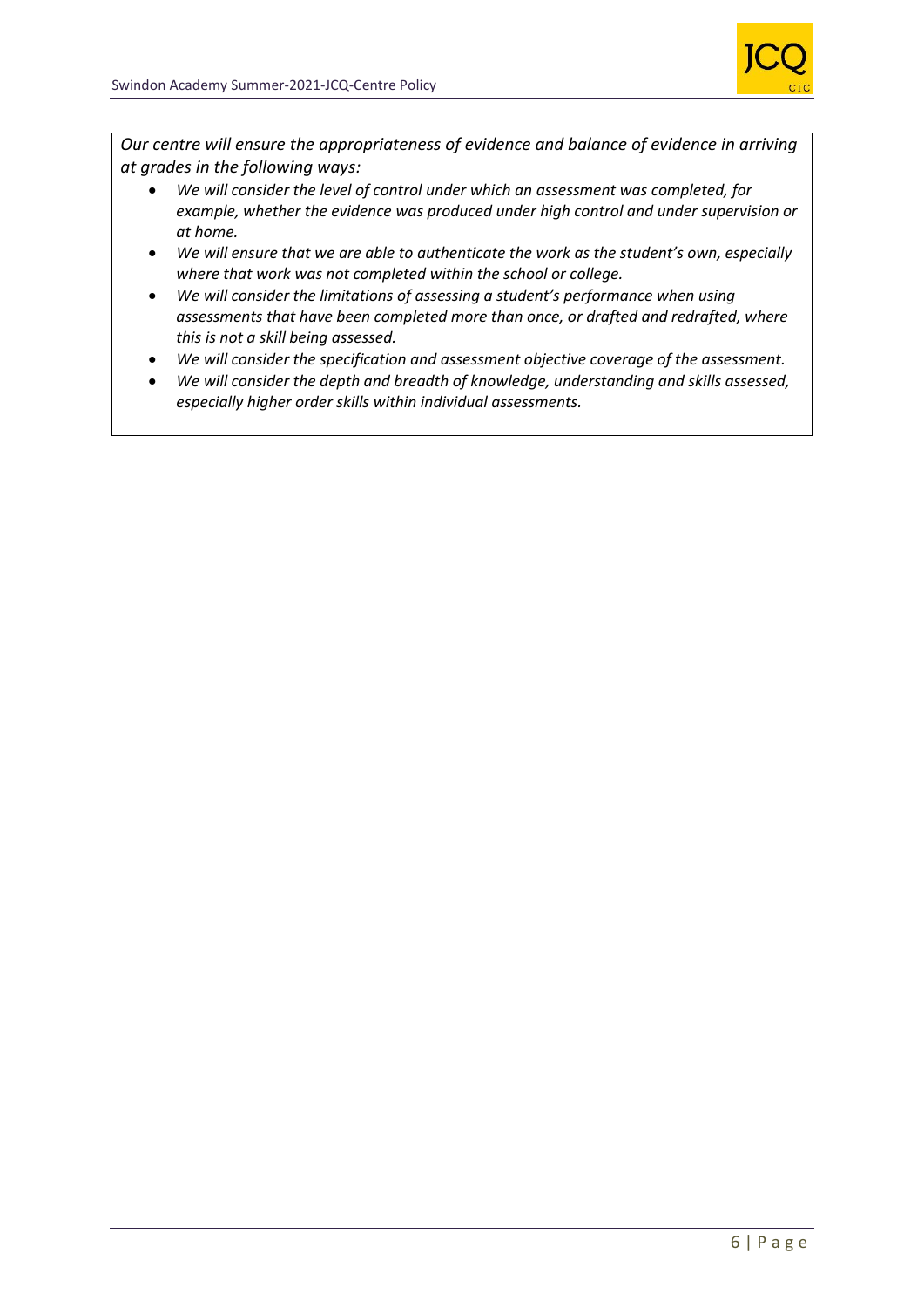*Our centre will ensure the appropriateness of evidence and balance of evidence in arriving at grades in the following ways:*

- *We will consider the level of control under which an assessment was completed, for example, whether the evidence was produced under high control and under supervision or at home.*
- *We will ensure that we are able to authenticate the work as the student's own, especially where that work was not completed within the school or college.*
- *We will consider the limitations of assessing a student's performance when using assessments that have been completed more than once, or drafted and redrafted, where this is not a skill being assessed.*
- *We will consider the specification and assessment objective coverage of the assessment.*
- *We will consider the depth and breadth of knowledge, understanding and skills assessed, especially higher order skills within individual assessments.*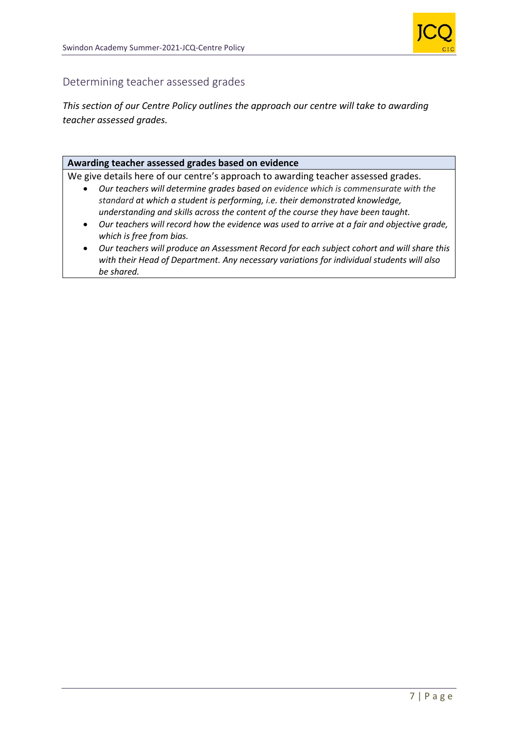## Determining teacher assessed grades

*This section of our Centre Policy outlines the approach our centre will take to awarding teacher assessed grades.*

| **Awarding teacher assessed grades based on evidence** |
|---|
| We give details here of our centre's approach to awarding teacher assessed grades.<br>• *Our teachers will determine grades based on evidence which is commensurate with the standard at which a student is performing, i.e. their demonstrated knowledge, understanding and skills across the content of the course they have been taught.*<br>• *Our teachers will record how the evidence was used to arrive at a fair and objective grade, which is free from bias.*<br>• *Our teachers will produce an Assessment Record for each subject cohort and will share this with their Head of Department. Any necessary variations for individual students will also be shared.* |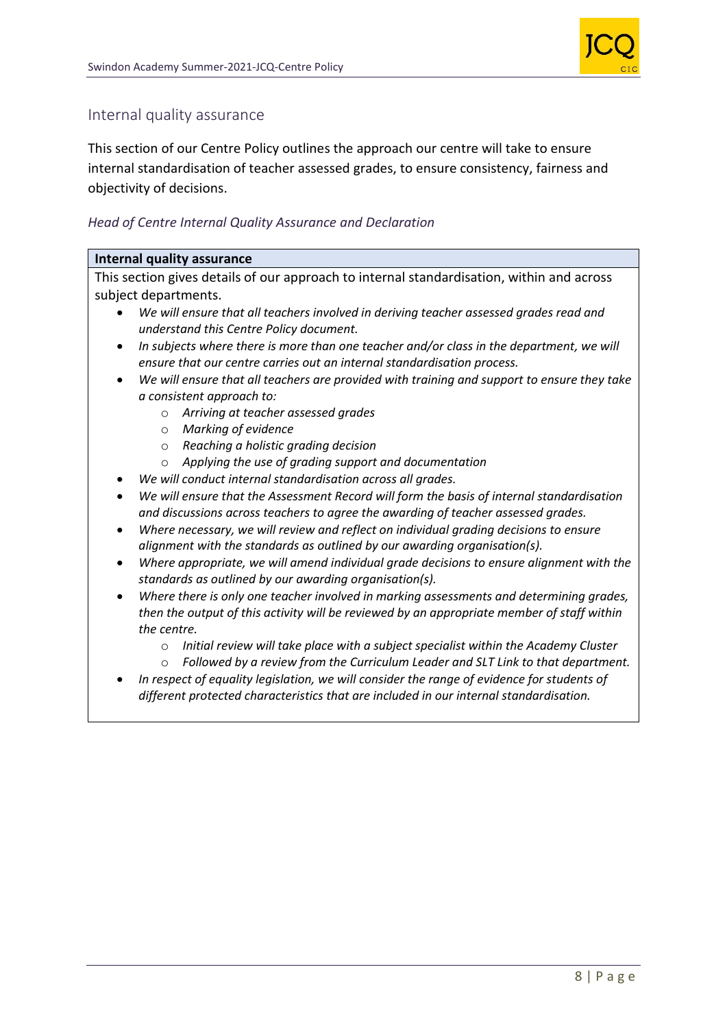## Internal quality assurance

This section of our Centre Policy outlines the approach our centre will take to ensure internal standardisation of teacher assessed grades, to ensure consistency, fairness and objectivity of decisions.

*Head of Centre Internal Quality Assurance and Declaration*

**Internal quality assurance**

This section gives details of our approach to internal standardisation, within and across subject departments.

- *We will ensure that all teachers involved in deriving teacher assessed grades read and understand this Centre Policy document.*
- *In subjects where there is more than one teacher and/or class in the department, we will ensure that our centre carries out an internal standardisation process.*
- *We will ensure that all teachers are provided with training and support to ensure they take a consistent approach to:*
    - *Arriving at teacher assessed grades*
    - *Marking of evidence*
    - *Reaching a holistic grading decision*
    - *Applying the use of grading support and documentation*
- *We will conduct internal standardisation across all grades.*
- *We will ensure that the Assessment Record will form the basis of internal standardisation and discussions across teachers to agree the awarding of teacher assessed grades.*
- *Where necessary, we will review and reflect on individual grading decisions to ensure alignment with the standards as outlined by our awarding organisation(s).*
- *Where appropriate, we will amend individual grade decisions to ensure alignment with the standards as outlined by our awarding organisation(s).*
- *Where there is only one teacher involved in marking assessments and determining grades, then the output of this activity will be reviewed by an appropriate member of staff within the centre.*
    - *Initial review will take place with a subject specialist within the Academy Cluster*
    - *Followed by a review from the Curriculum Leader and SLT Link to that department.*
- *In respect of equality legislation, we will consider the range of evidence for students of different protected characteristics that are included in our internal standardisation.*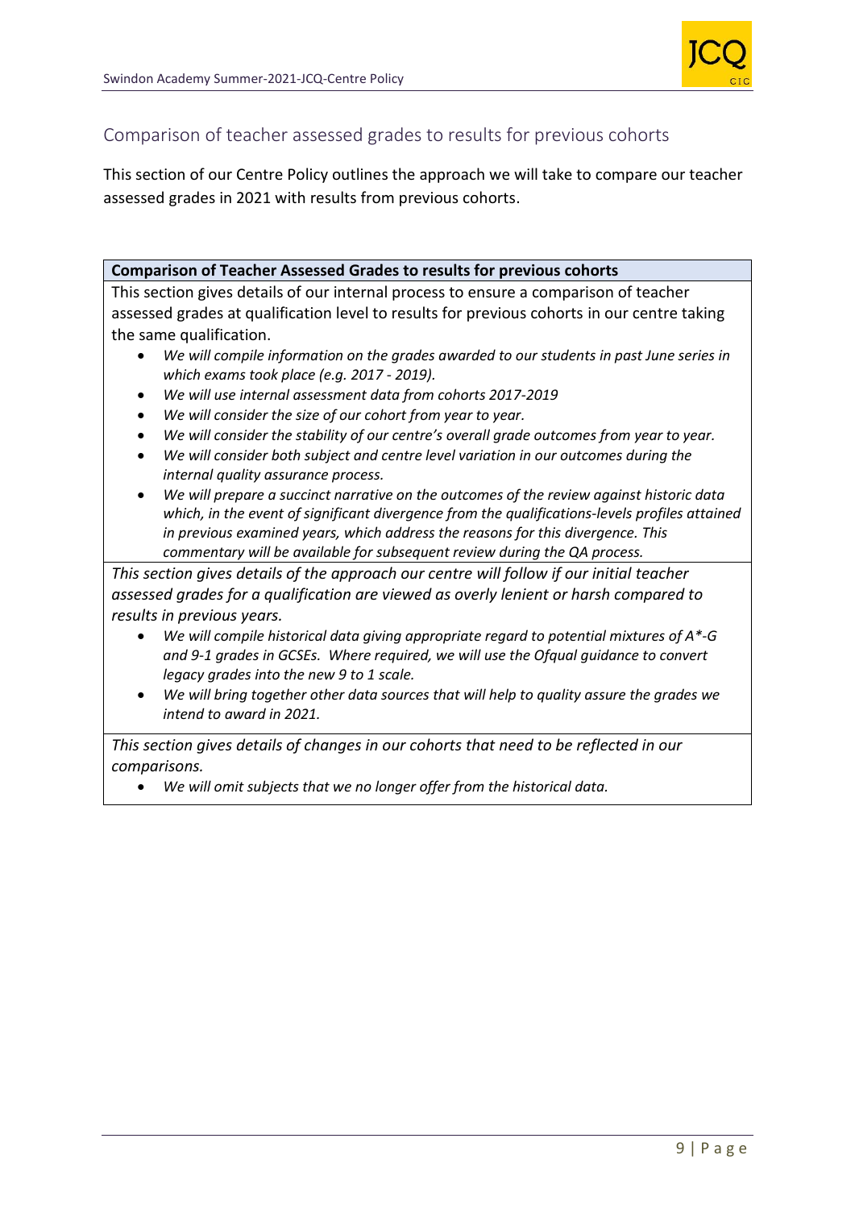## Comparison of teacher assessed grades to results for previous cohorts

This section of our Centre Policy outlines the approach we will take to compare our teacher assessed grades in 2021 with results from previous cohorts.

| **Comparison of Teacher Assessed Grades to results for previous cohorts** |
|---|
| This section gives details of our internal process to ensure a comparison of teacher assessed grades at qualification level to results for previous cohorts in our centre taking the same qualification.<br>• *We will compile information on the grades awarded to our students in past June series in which exams took place (e.g. 2017 - 2019).*<br>• *We will use internal assessment data from cohorts 2017-2019*<br>• *We will consider the size of our cohort from year to year.*<br>• *We will consider the stability of our centre's overall grade outcomes from year to year.*<br>• *We will consider both subject and centre level variation in our outcomes during the internal quality assurance process.*<br>• *We will prepare a succinct narrative on the outcomes of the review against historic data which, in the event of significant divergence from the qualifications-levels profiles attained in previous examined years, which address the reasons for this divergence. This commentary will be available for subsequent review during the QA process.* |
| *This section gives details of the approach our centre will follow if our initial teacher assessed grades for a qualification are viewed as overly lenient or harsh compared to results in previous years.*<br>• *We will compile historical data giving appropriate regard to potential mixtures of A*-G and 9-1 grades in GCSEs. Where required, we will use the Ofqual guidance to convert legacy grades into the new 9 to 1 scale.*<br>• *We will bring together other data sources that will help to quality assure the grades we intend to award in 2021.* |
| *This section gives details of changes in our cohorts that need to be reflected in our comparisons.*<br>• *We will omit subjects that we no longer offer from the historical data.* |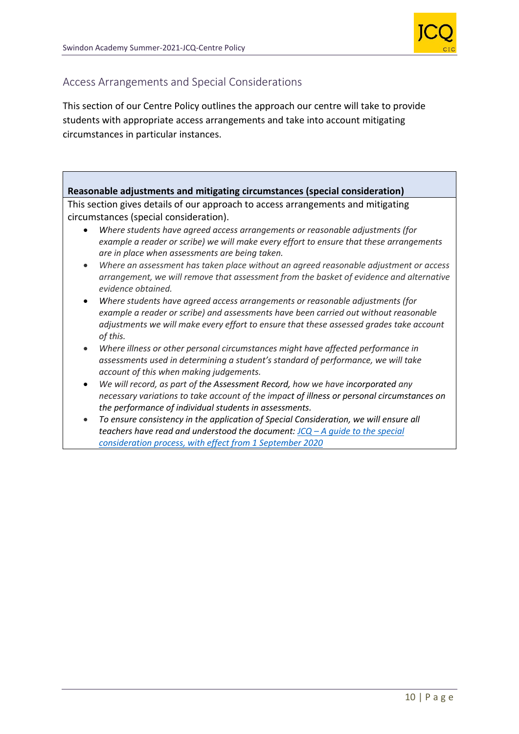## Access Arrangements and Special Considerations

This section of our Centre Policy outlines the approach our centre will take to provide students with appropriate access arrangements and take into account mitigating circumstances in particular instances.

**Reasonable adjustments and mitigating circumstances (special consideration)**

This section gives details of our approach to access arrangements and mitigating circumstances (special consideration).

- *Where students have agreed access arrangements or reasonable adjustments (for example a reader or scribe) we will make every effort to ensure that these arrangements are in place when assessments are being taken.*
- *Where an assessment has taken place without an agreed reasonable adjustment or access arrangement, we will remove that assessment from the basket of evidence and alternative evidence obtained.*
- *Where students have agreed access arrangements or reasonable adjustments (for example a reader or scribe) and assessments have been carried out without reasonable adjustments we will make every effort to ensure that these assessed grades take account of this.*
- *Where illness or other personal circumstances might have affected performance in assessments used in determining a student's standard of performance, we will take account of this when making judgements.*
- *We will record, as part of the Assessment Record, how we have incorporated any necessary variations to take account of the impact of illness or personal circumstances on the performance of individual students in assessments.*
- *To ensure consistency in the application of Special Consideration, we will ensure all teachers have read and understood the document: JCQ – A guide to the special consideration process, with effect from 1 September 2020*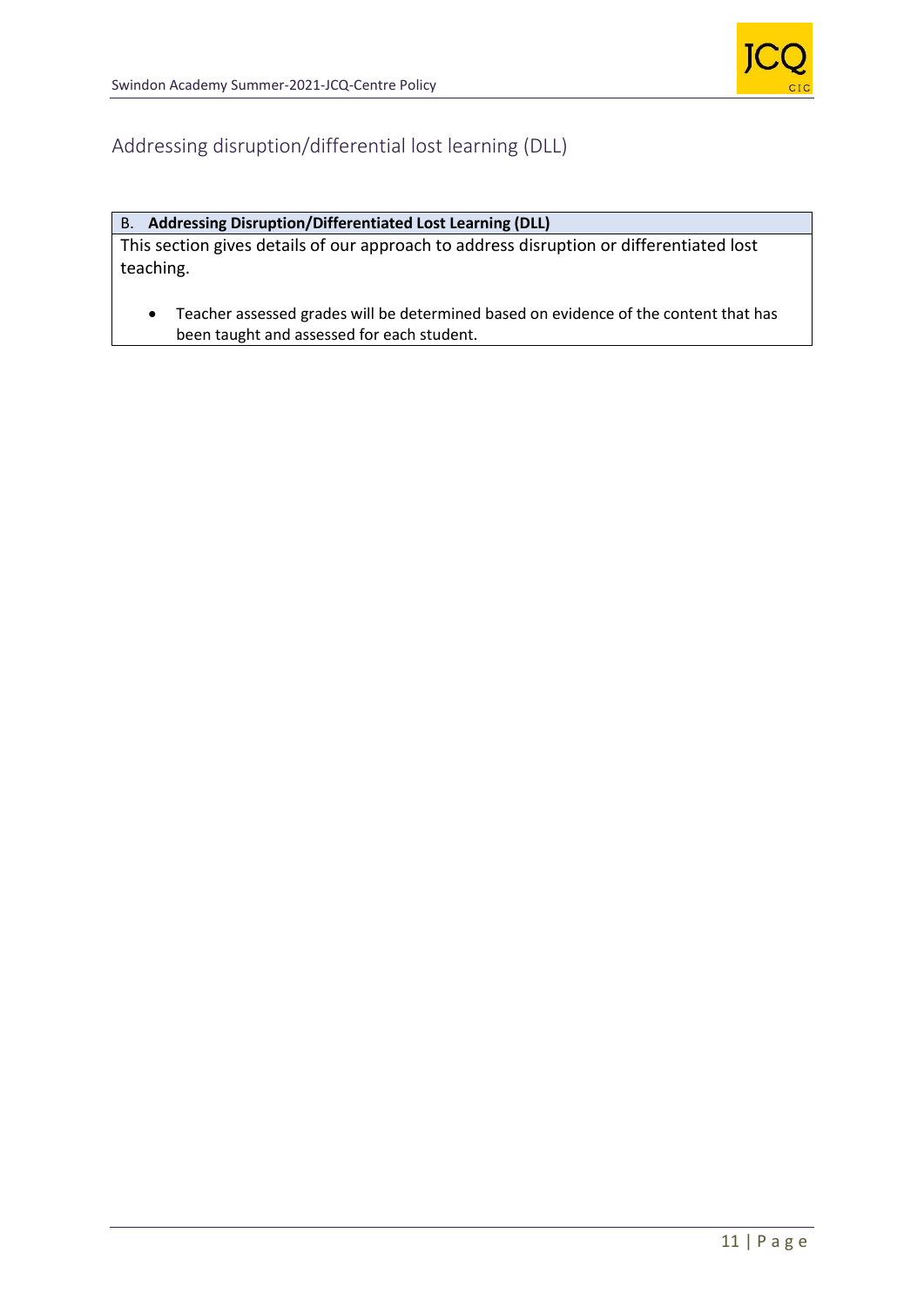## Addressing disruption/differential lost learning (DLL)

| B. **Addressing Disruption/Differentiated Lost Learning (DLL)** |
| --- |
| This section gives details of our approach to address disruption or differentiated lost teaching.<br><br>• Teacher assessed grades will be determined based on evidence of the content that has been taught and assessed for each student. |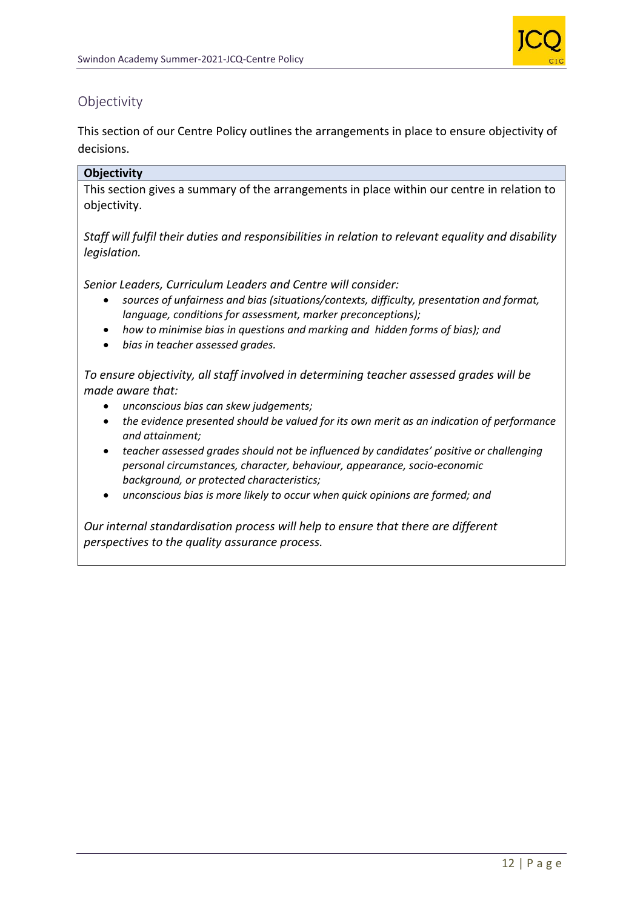## Objectivity

This section of our Centre Policy outlines the arrangements in place to ensure objectivity of decisions.

**Objectivity**

This section gives a summary of the arrangements in place within our centre in relation to objectivity.

*Staff will fulfil their duties and responsibilities in relation to relevant equality and disability legislation.*

*Senior Leaders, Curriculum Leaders and Centre will consider:*

- *sources of unfairness and bias (situations/contexts, difficulty, presentation and format, language, conditions for assessment, marker preconceptions);*
- *how to minimise bias in questions and marking and hidden forms of bias); and*
- *bias in teacher assessed grades.*

*To ensure objectivity, all staff involved in determining teacher assessed grades will be made aware that:*

- *unconscious bias can skew judgements;*
- *the evidence presented should be valued for its own merit as an indication of performance and attainment;*
- *teacher assessed grades should not be influenced by candidates' positive or challenging personal circumstances, character, behaviour, appearance, socio-economic background, or protected characteristics;*
- *unconscious bias is more likely to occur when quick opinions are formed; and*

*Our internal standardisation process will help to ensure that there are different perspectives to the quality assurance process.*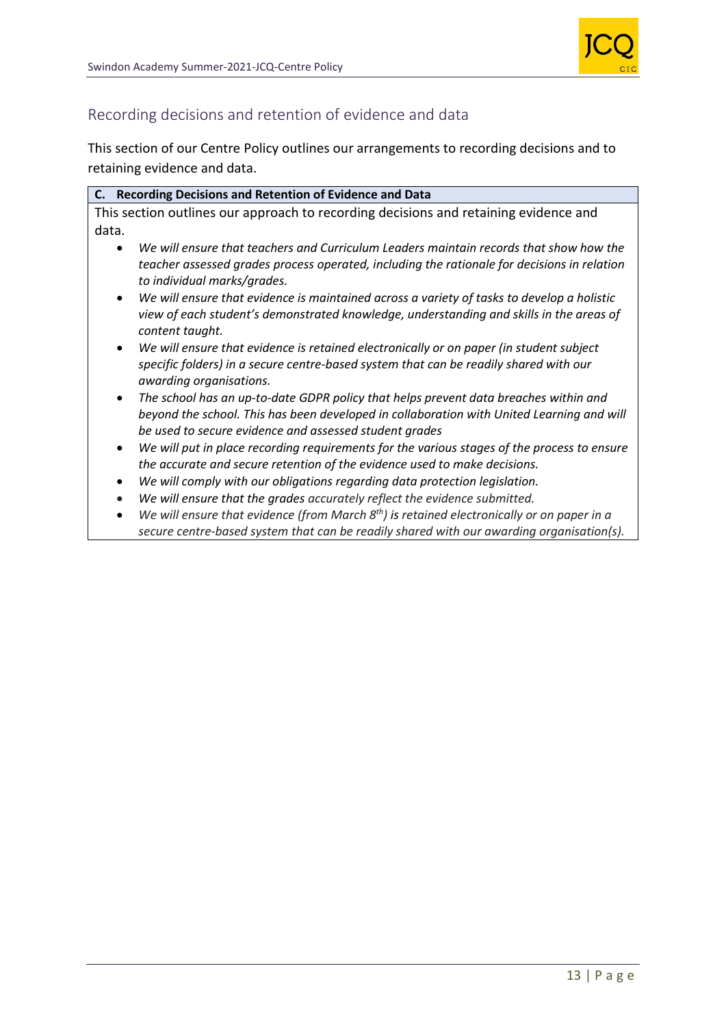## Recording decisions and retention of evidence and data

This section of our Centre Policy outlines our arrangements to recording decisions and to retaining evidence and data.

| C. Recording Decisions and Retention of Evidence and Data |
| --- |
| This section outlines our approach to recording decisions and retaining evidence and data.<br>• *We will ensure that teachers and Curriculum Leaders maintain records that show how the teacher assessed grades process operated, including the rationale for decisions in relation to individual marks/grades.*<br>• *We will ensure that evidence is maintained across a variety of tasks to develop a holistic view of each student's demonstrated knowledge, understanding and skills in the areas of content taught.*<br>• *We will ensure that evidence is retained electronically or on paper (in student subject specific folders) in a secure centre-based system that can be readily shared with our awarding organisations.*<br>• *The school has an up-to-date GDPR policy that helps prevent data breaches within and beyond the school. This has been developed in collaboration with United Learning and will be used to secure evidence and assessed student grades*<br>• *We will put in place recording requirements for the various stages of the process to ensure the accurate and secure retention of the evidence used to make decisions.*<br>• *We will comply with our obligations regarding data protection legislation.*<br>• *We will ensure that the grades accurately reflect the evidence submitted.*<br>• *We will ensure that evidence (from March 8th) is retained electronically or on paper in a secure centre-based system that can be readily shared with our awarding organisation(s).* |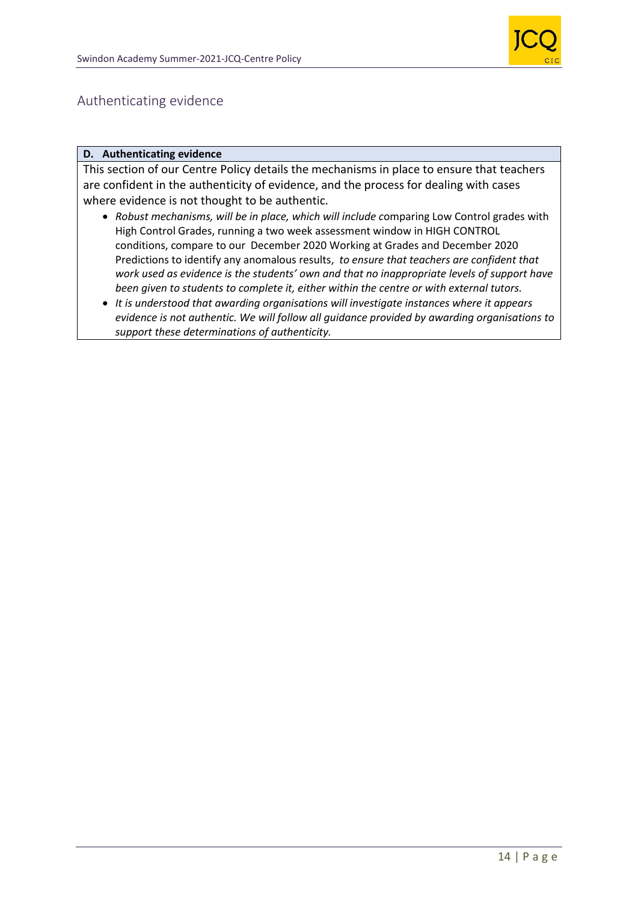## Authenticating evidence

| D. Authenticating evidence |
| --- |
| This section of our Centre Policy details the mechanisms in place to ensure that teachers are confident in the authenticity of evidence, and the process for dealing with cases where evidence is not thought to be authentic.<br>• *Robust mechanisms, will be in place, which will include c*omparing Low Control grades with High Control Grades, running a two week assessment window in HIGH CONTROL conditions, compare to our December 2020 Working at Grades and December 2020 Predictions to identify any anomalous results, *to ensure that teachers are confident that work used as evidence is the students' own and that no inappropriate levels of support have been given to students to complete it, either within the centre or with external tutors.*<br>• *It is understood that awarding organisations will investigate instances where it appears evidence is not authentic. We will follow all guidance provided by awarding organisations to support these determinations of authenticity.* |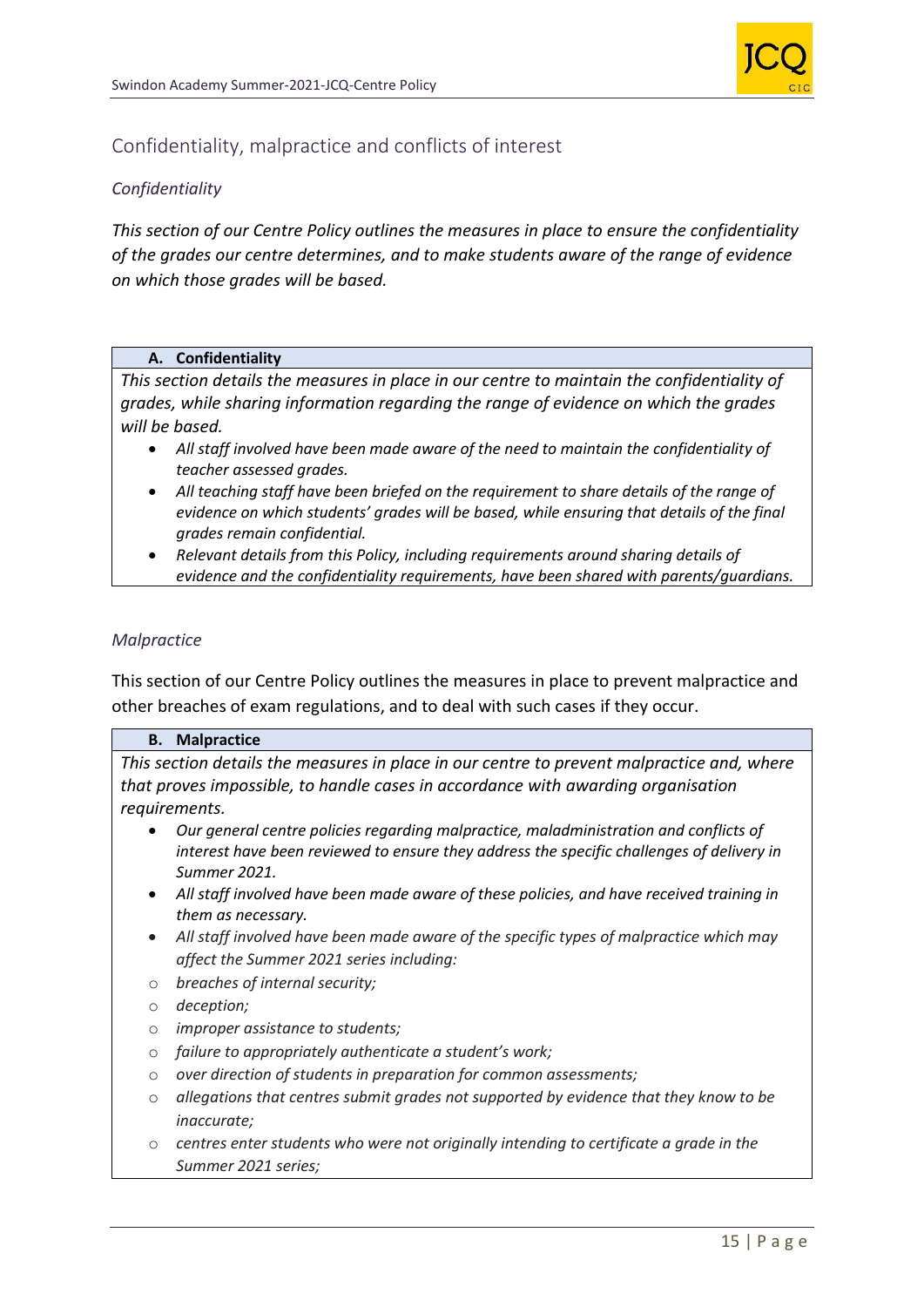## Confidentiality, malpractice and conflicts of interest

### *Confidentiality*

*This section of our Centre Policy outlines the measures in place to ensure the confidentiality of the grades our centre determines, and to make students aware of the range of evidence on which those grades will be based.*

| **A. Confidentiality** |
| --- |
| *This section details the measures in place in our centre to maintain the confidentiality of grades, while sharing information regarding the range of evidence on which the grades will be based.*<br>• *All staff involved have been made aware of the need to maintain the confidentiality of teacher assessed grades.*<br>• *All teaching staff have been briefed on the requirement to share details of the range of evidence on which students' grades will be based, while ensuring that details of the final grades remain confidential.*<br>• *Relevant details from this Policy, including requirements around sharing details of evidence and the confidentiality requirements, have been shared with parents/guardians.* |

### *Malpractice*

This section of our Centre Policy outlines the measures in place to prevent malpractice and other breaches of exam regulations, and to deal with such cases if they occur.

| **B. Malpractice** |
| --- |
| *This section details the measures in place in our centre to prevent malpractice and, where that proves impossible, to handle cases in accordance with awarding organisation requirements.*<br>• *Our general centre policies regarding malpractice, maladministration and conflicts of interest have been reviewed to ensure they address the specific challenges of delivery in Summer 2021.*<br>• *All staff involved have been made aware of these policies, and have received training in them as necessary.*<br>• *All staff involved have been made aware of the specific types of malpractice which may affect the Summer 2021 series including:*<br>○ *breaches of internal security;*<br>○ *deception;*<br>○ *improper assistance to students;*<br>○ *failure to appropriately authenticate a student's work;*<br>○ *over direction of students in preparation for common assessments;*<br>○ *allegations that centres submit grades not supported by evidence that they know to be inaccurate;*<br>○ *centres enter students who were not originally intending to certificate a grade in the Summer 2021 series;* |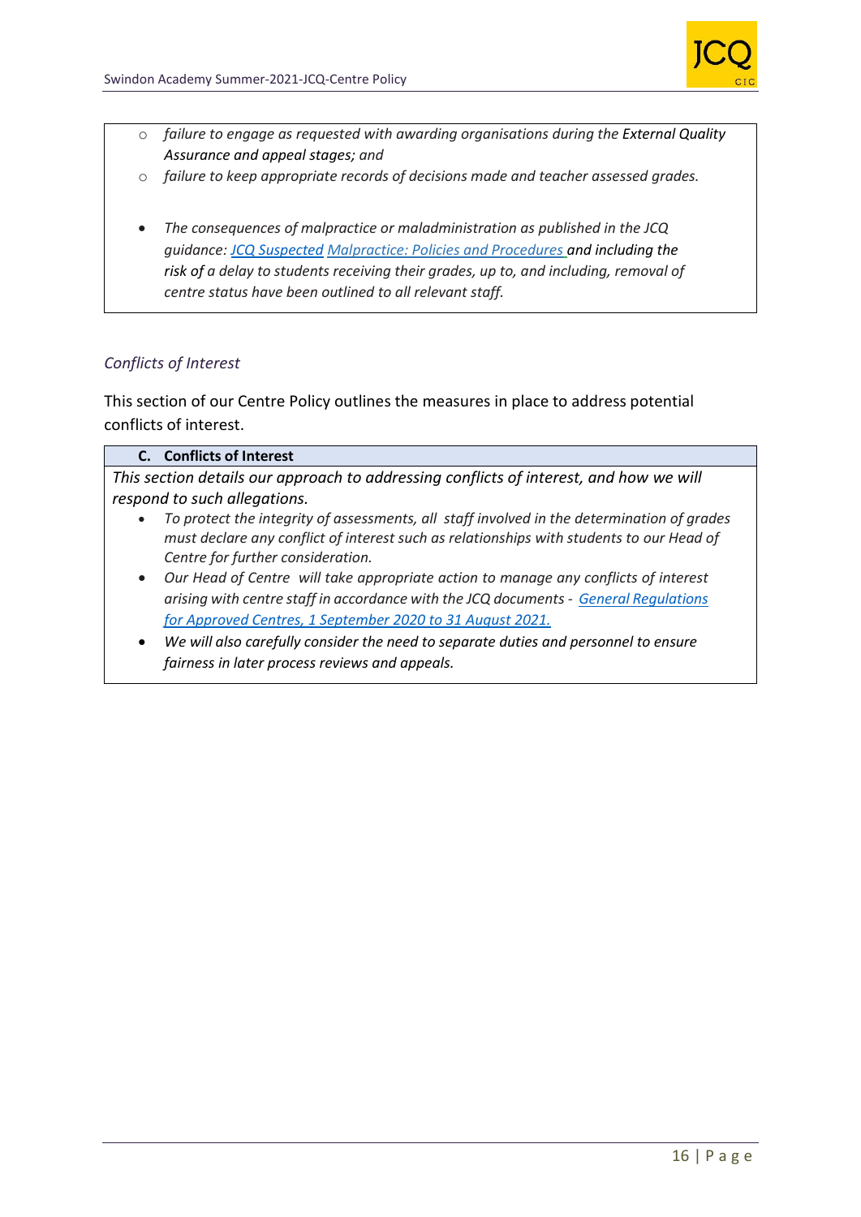- *failure to engage as requested with awarding organisations during the External Quality Assurance and appeal stages; and*
- *failure to keep appropriate records of decisions made and teacher assessed grades.*

- *The consequences of malpractice or maladministration as published in the JCQ guidance: [JCQ Suspected Malpractice: Policies and Procedures] and including the risk of a delay to students receiving their grades, up to, and including, removal of centre status have been outlined to all relevant staff.*

### *Conflicts of Interest*

This section of our Centre Policy outlines the measures in place to address potential conflicts of interest.

#### C. Conflicts of Interest

*This section details our approach to addressing conflicts of interest, and how we will respond to such allegations.*

- *To protect the integrity of assessments, all staff involved in the determination of grades must declare any conflict of interest such as relationships with students to our Head of Centre for further consideration.*
- *Our Head of Centre will take appropriate action to manage any conflicts of interest arising with centre staff in accordance with the JCQ documents - [General Regulations for Approved Centres, 1 September 2020 to 31 August 2021.]*
- *We will also carefully consider the need to separate duties and personnel to ensure fairness in later process reviews and appeals.*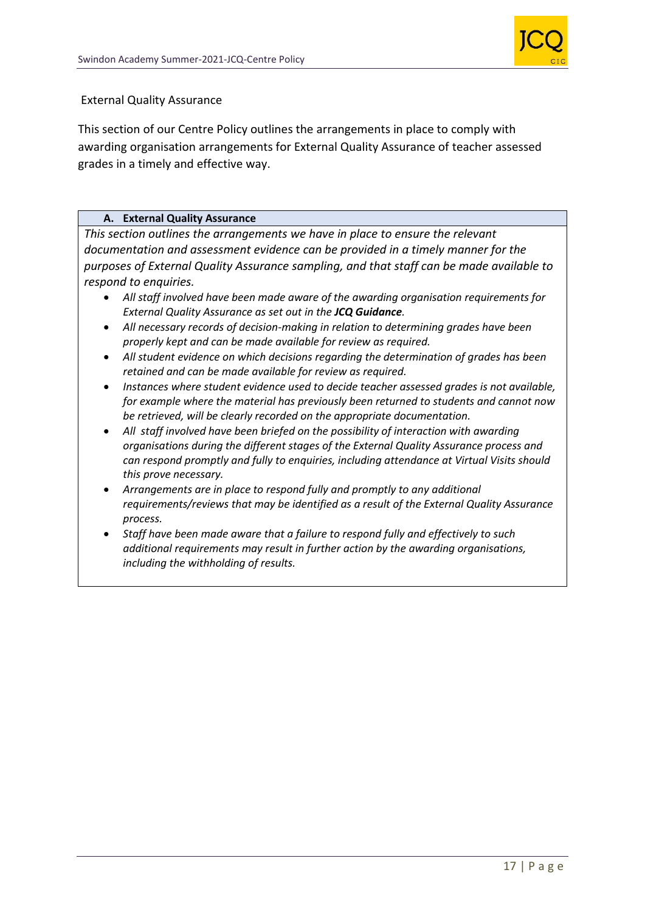External Quality Assurance

This section of our Centre Policy outlines the arrangements in place to comply with awarding organisation arrangements for External Quality Assurance of teacher assessed grades in a timely and effective way.

### A. External Quality Assurance

*This section outlines the arrangements we have in place to ensure the relevant documentation and assessment evidence can be provided in a timely manner for the purposes of External Quality Assurance sampling, and that staff can be made available to respond to enquiries.*

- *All staff involved have been made aware of the awarding organisation requirements for External Quality Assurance as set out in the* ***JCQ Guidance****.*
- *All necessary records of decision-making in relation to determining grades have been properly kept and can be made available for review as required.*
- *All student evidence on which decisions regarding the determination of grades has been retained and can be made available for review as required.*
- *Instances where student evidence used to decide teacher assessed grades is not available, for example where the material has previously been returned to students and cannot now be retrieved, will be clearly recorded on the appropriate documentation.*
- *All staff involved have been briefed on the possibility of interaction with awarding organisations during the different stages of the External Quality Assurance process and can respond promptly and fully to enquiries, including attendance at Virtual Visits should this prove necessary.*
- *Arrangements are in place to respond fully and promptly to any additional requirements/reviews that may be identified as a result of the External Quality Assurance process.*
- *Staff have been made aware that a failure to respond fully and effectively to such additional requirements may result in further action by the awarding organisations, including the withholding of results.*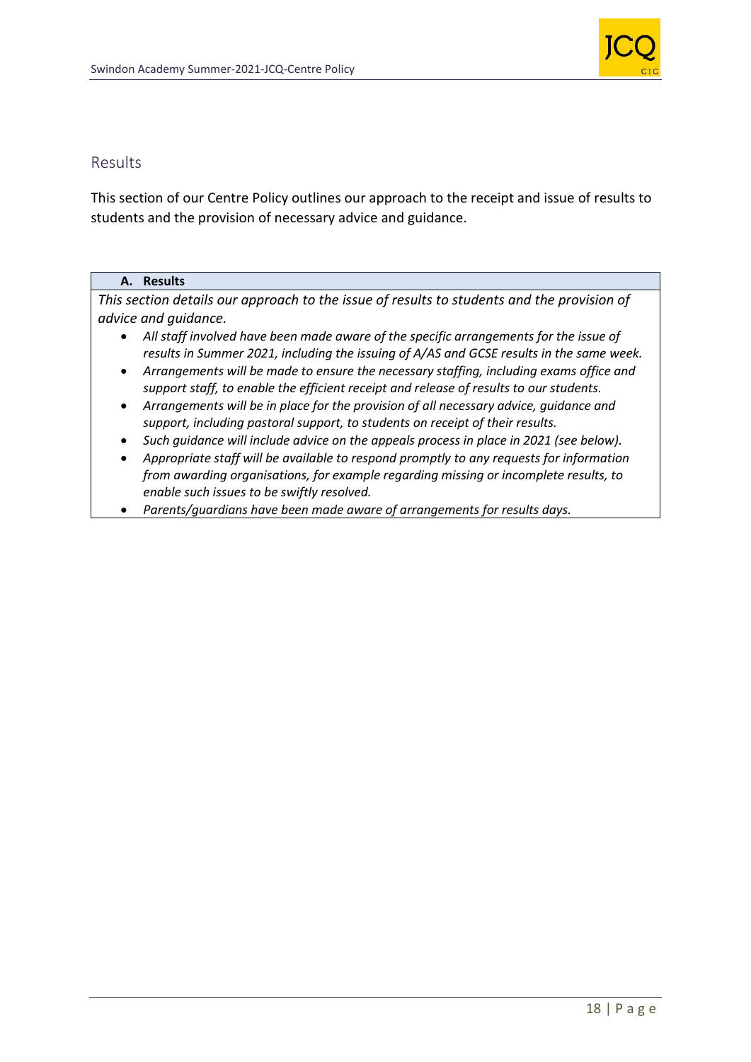## Results

This section of our Centre Policy outlines our approach to the receipt and issue of results to students and the provision of necessary advice and guidance.

| A. Results |
|---|
| *This section details our approach to the issue of results to students and the provision of advice and guidance.*<br>• *All staff involved have been made aware of the specific arrangements for the issue of results in Summer 2021, including the issuing of A/AS and GCSE results in the same week.*<br>• *Arrangements will be made to ensure the necessary staffing, including exams office and support staff, to enable the efficient receipt and release of results to our students.*<br>• *Arrangements will be in place for the provision of all necessary advice, guidance and support, including pastoral support, to students on receipt of their results.*<br>• *Such guidance will include advice on the appeals process in place in 2021 (see below).*<br>• *Appropriate staff will be available to respond promptly to any requests for information from awarding organisations, for example regarding missing or incomplete results, to enable such issues to be swiftly resolved.*<br>• *Parents/guardians have been made aware of arrangements for results days.* |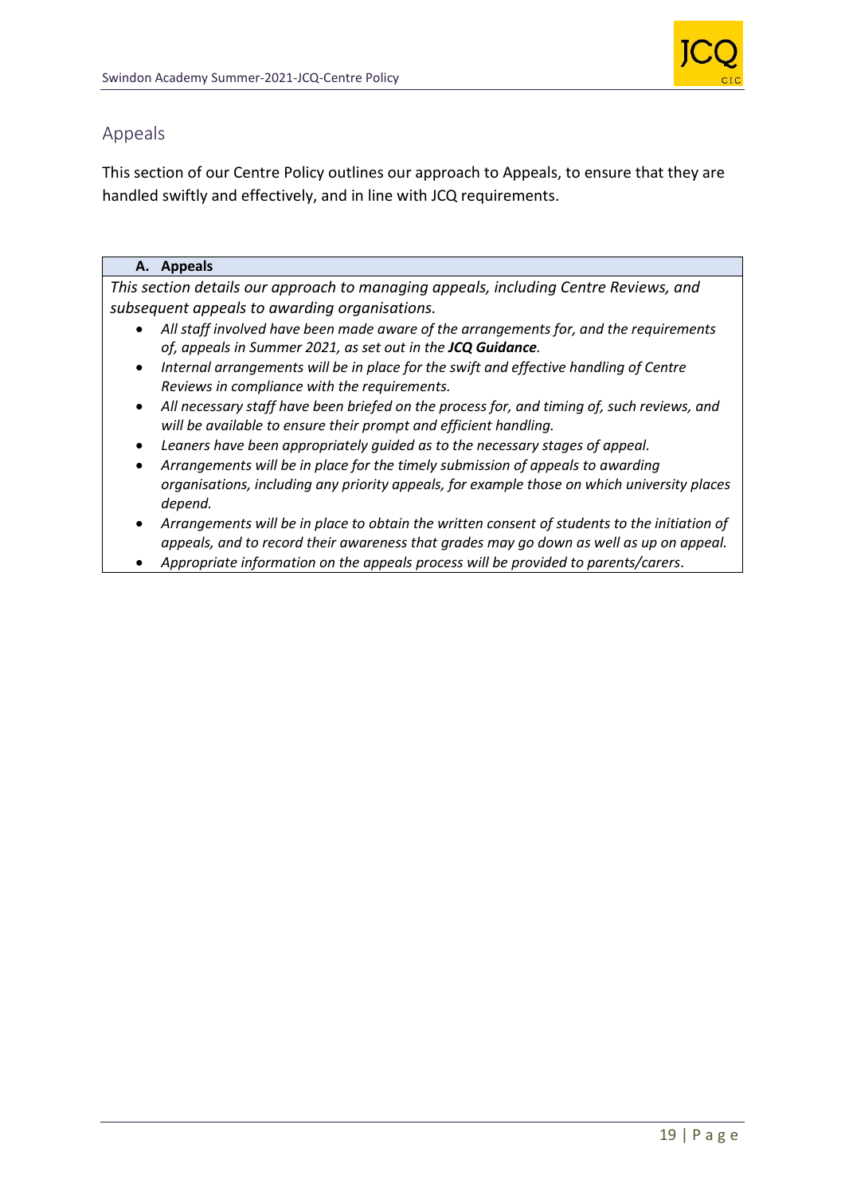## Appeals

This section of our Centre Policy outlines our approach to Appeals, to ensure that they are handled swiftly and effectively, and in line with JCQ requirements.

### A. Appeals

*This section details our approach to managing appeals, including Centre Reviews, and subsequent appeals to awarding organisations.*

- *All staff involved have been made aware of the arrangements for, and the requirements of, appeals in Summer 2021, as set out in the **JCQ Guidance**.*
- *Internal arrangements will be in place for the swift and effective handling of Centre Reviews in compliance with the requirements.*
- *All necessary staff have been briefed on the process for, and timing of, such reviews, and will be available to ensure their prompt and efficient handling.*
- *Leaners have been appropriately guided as to the necessary stages of appeal.*
- *Arrangements will be in place for the timely submission of appeals to awarding organisations, including any priority appeals, for example those on which university places depend.*
- *Arrangements will be in place to obtain the written consent of students to the initiation of appeals, and to record their awareness that grades may go down as well as up on appeal.*
- *Appropriate information on the appeals process will be provided to parents/carers.*